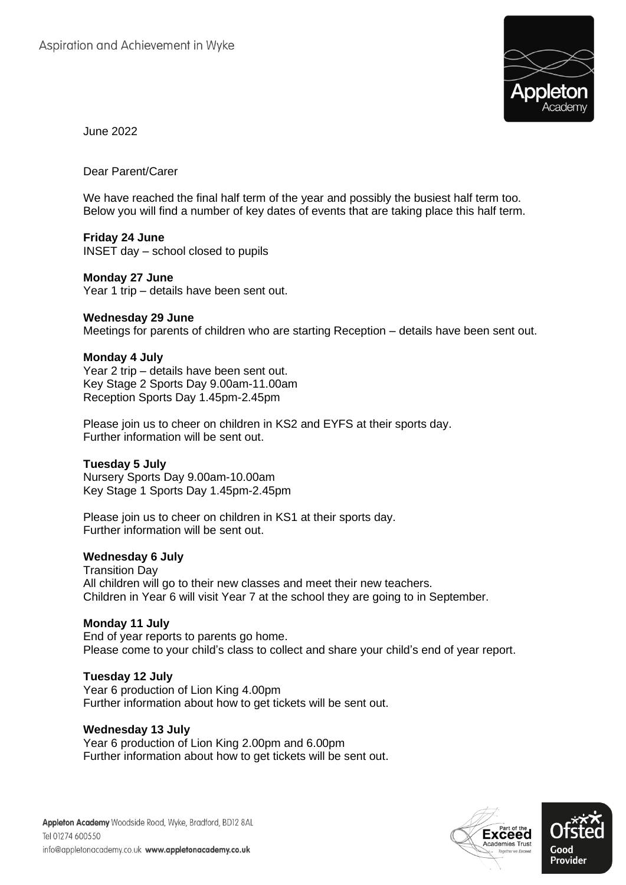June 2022

Dear Parent/Carer

We have reached the final half term of the year and possibly the busiest half term too. Below you will find a number of key dates of events that are taking place this half term.

**Friday 24 June**
INSET day – school closed to pupils

**Monday 27 June**
Year 1 trip – details have been sent out.

**Wednesday 29 June**
Meetings for parents of children who are starting Reception – details have been sent out.

**Monday 4 July**
Year 2 trip – details have been sent out.
Key Stage 2 Sports Day 9.00am-11.00am
Reception Sports Day 1.45pm-2.45pm

Please join us to cheer on children in KS2 and EYFS at their sports day.
Further information will be sent out.

**Tuesday 5 July**
Nursery Sports Day 9.00am-10.00am
Key Stage 1 Sports Day 1.45pm-2.45pm

Please join us to cheer on children in KS1 at their sports day.
Further information will be sent out.

**Wednesday 6 July**
Transition Day
All children will go to their new classes and meet their new teachers.
Children in Year 6 will visit Year 7 at the school they are going to in September.

**Monday 11 July**
End of year reports to parents go home.
Please come to your child's class to collect and share your child's end of year report.

**Tuesday 12 July**
Year 6 production of Lion King 4.00pm
Further information about how to get tickets will be sent out.

**Wednesday 13 July**
Year 6 production of Lion King 2.00pm and 6.00pm
Further information about how to get tickets will be sent out.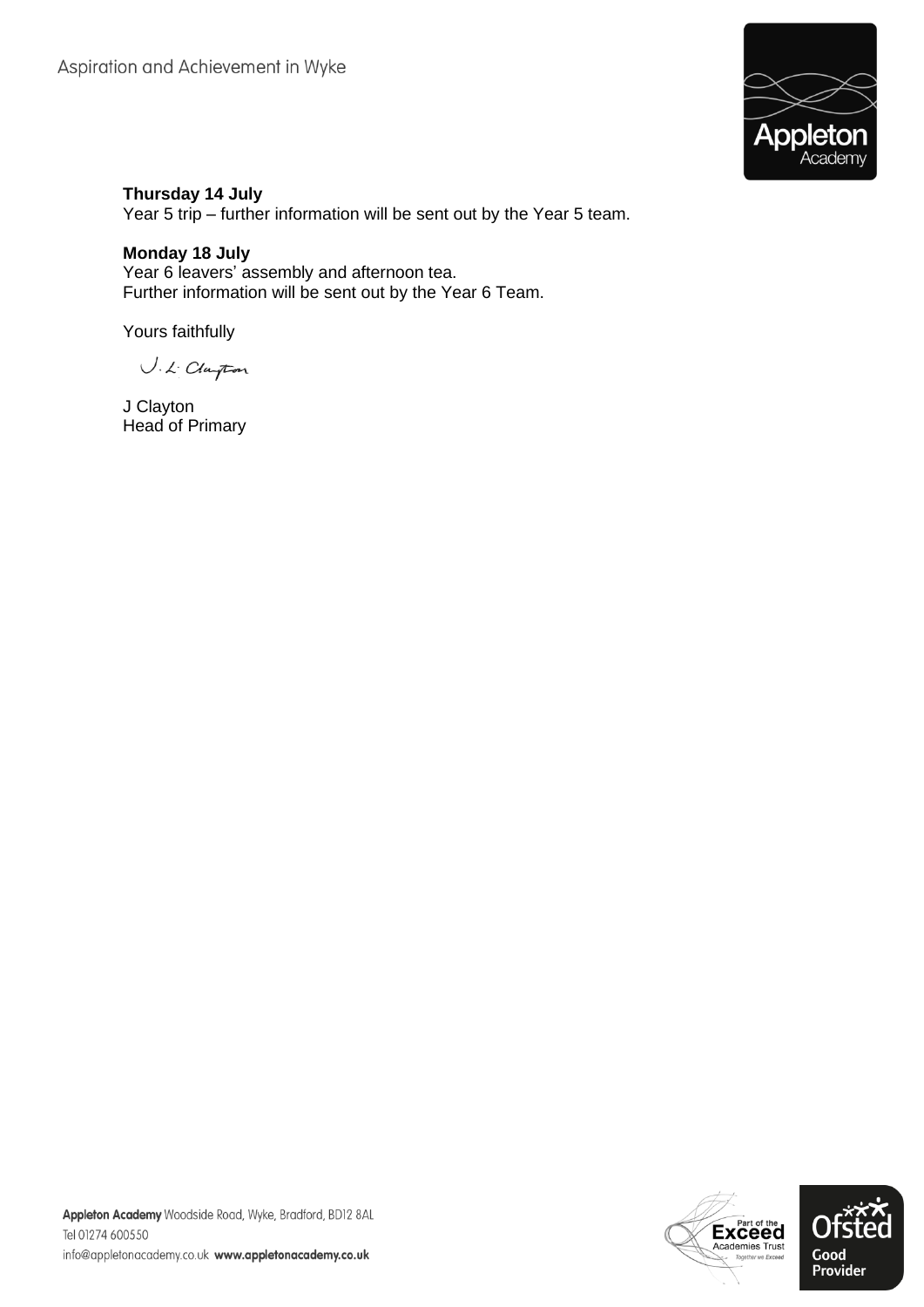**Thursday 14 July**
Year 5 trip – further information will be sent out by the Year 5 team.

**Monday 18 July**
Year 6 leavers' assembly and afternoon tea.
Further information will be sent out by the Year 6 Team.

Yours faithfully

J. L. Clayton

J Clayton
Head of Primary